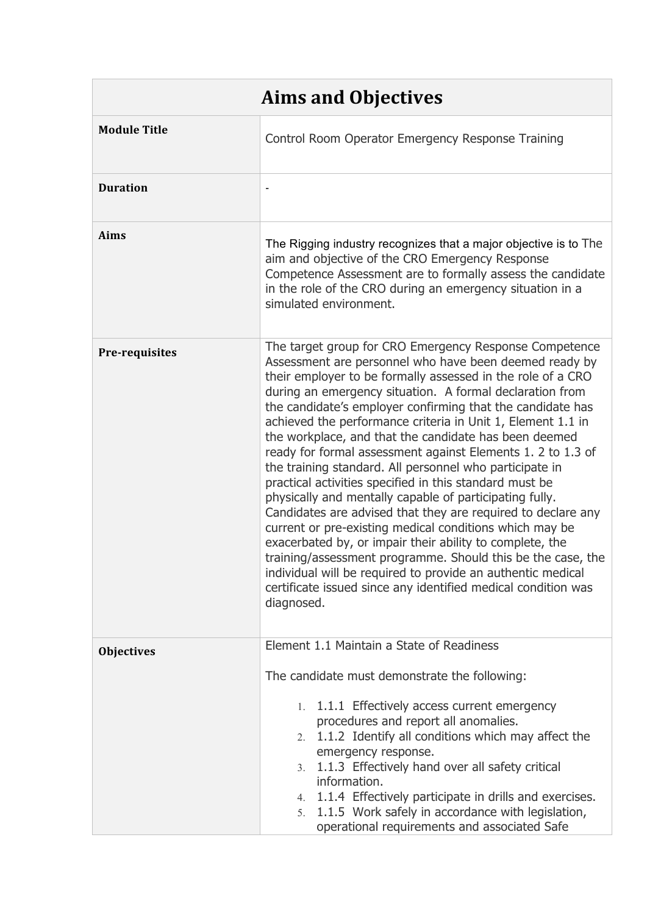| Aims and Objectives | |
|---|---|
| **Module Title** | Control Room Operator Emergency Response Training |
| **Duration** | - |
| **Aims** | The Rigging industry recognizes that a major objective is to The aim and objective of the CRO Emergency Response Competence Assessment are to formally assess the candidate in the role of the CRO during an emergency situation in a simulated environment. |
| **Pre-requisites** | The target group for CRO Emergency Response Competence Assessment are personnel who have been deemed ready by their employer to be formally assessed in the role of a CRO during an emergency situation. A formal declaration from the candidate's employer confirming that the candidate has achieved the performance criteria in Unit 1, Element 1.1 in the workplace, and that the candidate has been deemed ready for formal assessment against Elements 1. 2 to 1.3 of the training standard. All personnel who participate in practical activities specified in this standard must be physically and mentally capable of participating fully. Candidates are advised that they are required to declare any current or pre-existing medical conditions which may be exacerbated by, or impair their ability to complete, the training/assessment programme. Should this be the case, the individual will be required to provide an authentic medical certificate issued since any identified medical condition was diagnosed. |
| **Objectives** | Element 1.1 Maintain a State of Readiness<br><br>The candidate must demonstrate the following:<br><br>1. 1.1.1 Effectively access current emergency procedures and report all anomalies.<br>2. 1.1.2 Identify all conditions which may affect the emergency response.<br>3. 1.1.3 Effectively hand over all safety critical information.<br>4. 1.1.4 Effectively participate in drills and exercises.<br>5. 1.1.5 Work safely in accordance with legislation, operational requirements and associated Safe |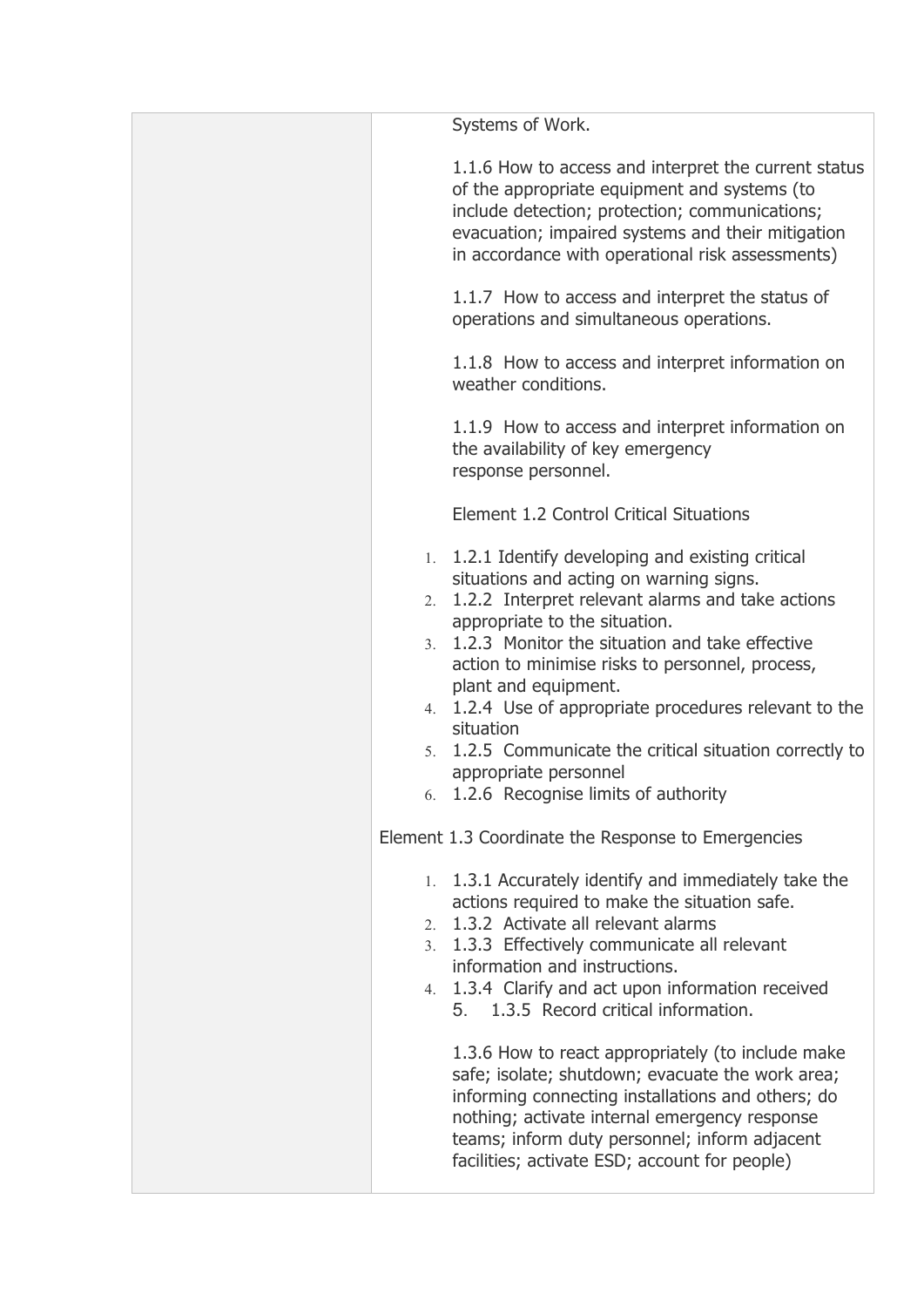| | |
|---|---|
| | Systems of Work.<br><br>1.1.6 How to access and interpret the current status of the appropriate equipment and systems (to include detection; protection; communications; evacuation; impaired systems and their mitigation in accordance with operational risk assessments)<br><br>1.1.7 How to access and interpret the status of operations and simultaneous operations.<br><br>1.1.8 How to access and interpret information on weather conditions.<br><br>1.1.9 How to access and interpret information on the availability of key emergency response personnel.<br><br>Element 1.2 Control Critical Situations<br><br>1. 1.2.1 Identify developing and existing critical situations and acting on warning signs.<br>2. 1.2.2 Interpret relevant alarms and take actions appropriate to the situation.<br>3. 1.2.3 Monitor the situation and take effective action to minimise risks to personnel, process, plant and equipment.<br>4. 1.2.4 Use of appropriate procedures relevant to the situation<br>5. 1.2.5 Communicate the critical situation correctly to appropriate personnel<br>6. 1.2.6 Recognise limits of authority<br><br>Element 1.3 Coordinate the Response to Emergencies<br><br>1. 1.3.1 Accurately identify and immediately take the actions required to make the situation safe.<br>2. 1.3.2 Activate all relevant alarms<br>3. 1.3.3 Effectively communicate all relevant information and instructions.<br>4. 1.3.4 Clarify and act upon information received<br>5. 1.3.5 Record critical information.<br><br>1.3.6 How to react appropriately (to include make safe; isolate; shutdown; evacuate the work area; informing connecting installations and others; do nothing; activate internal emergency response teams; inform duty personnel; inform adjacent facilities; activate ESD; account for people) |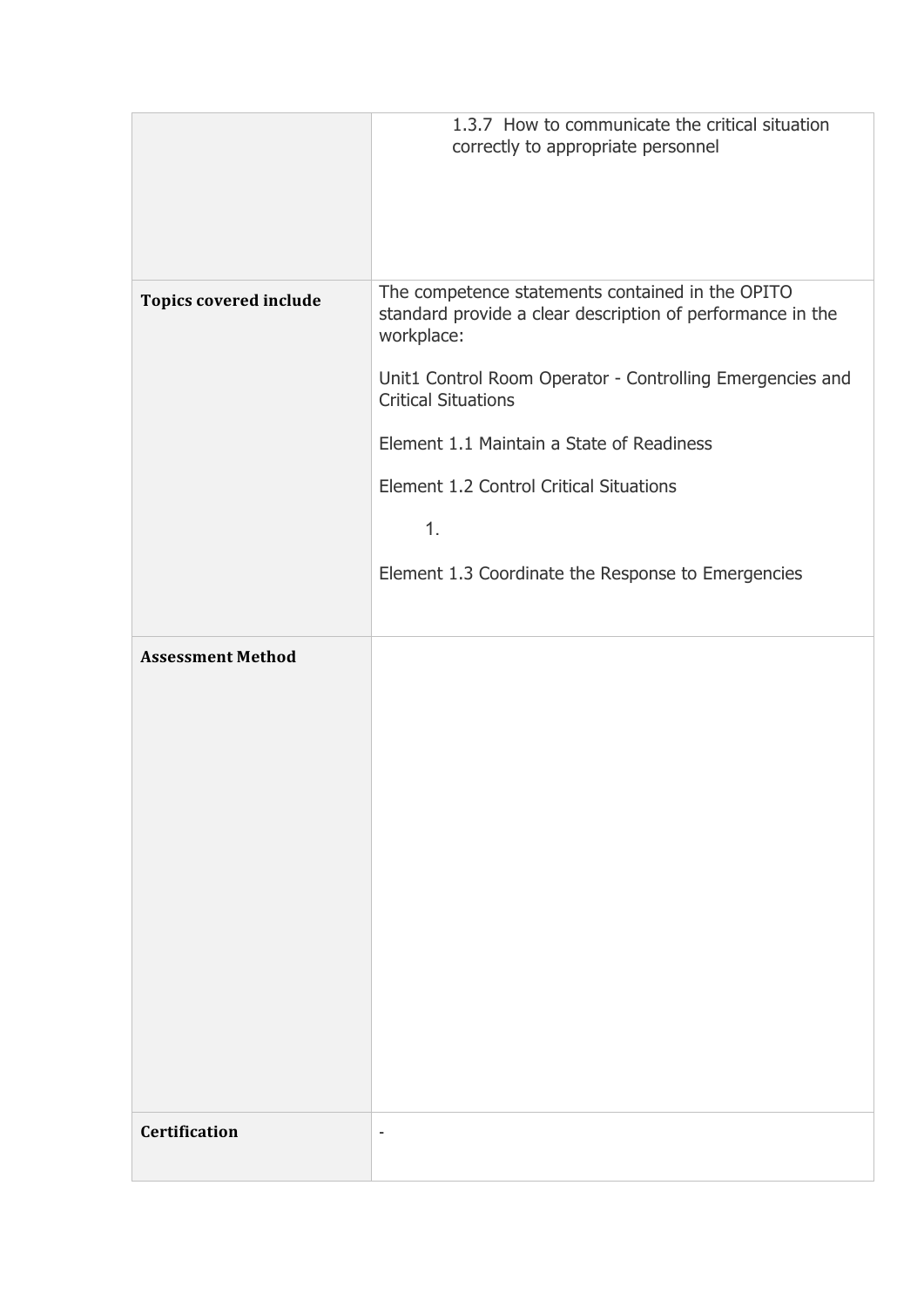| | |
|---|---|
| | 1.3.7 How to communicate the critical situation correctly to appropriate personnel |
| **Topics covered include** | The competence statements contained in the OPITO standard provide a clear description of performance in the workplace:<br><br>Unit1 Control Room Operator - Controlling Emergencies and Critical Situations<br><br>Element 1.1 Maintain a State of Readiness<br><br>Element 1.2 Control Critical Situations<br><br>1.<br><br>Element 1.3 Coordinate the Response to Emergencies |
| **Assessment Method** | |
| **Certification** | - |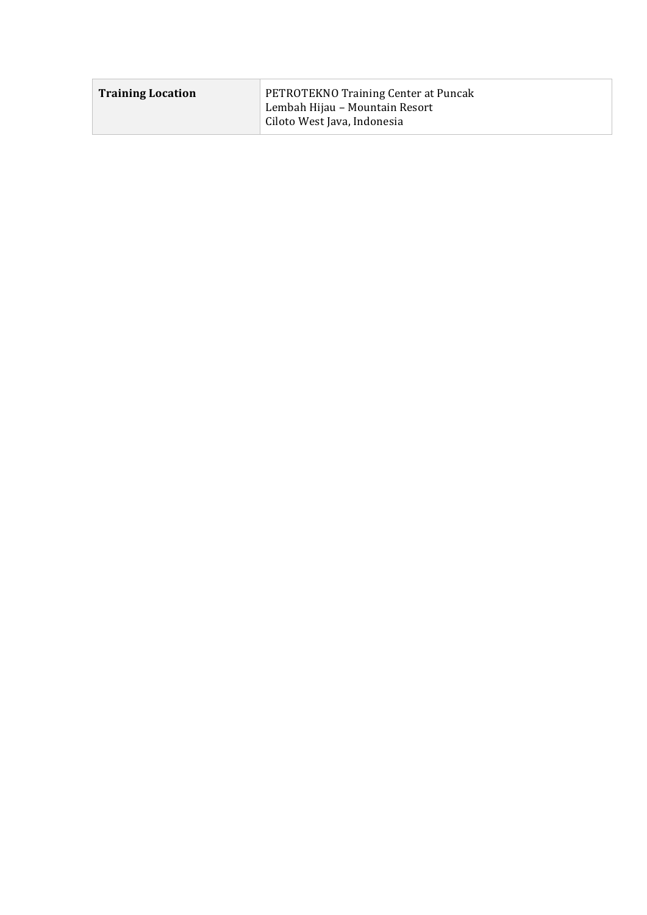| | |
|---|---|
| **Training Location** | PETROTEKNO Training Center at Puncak<br>Lembah Hijau – Mountain Resort<br>Ciloto West Java, Indonesia |